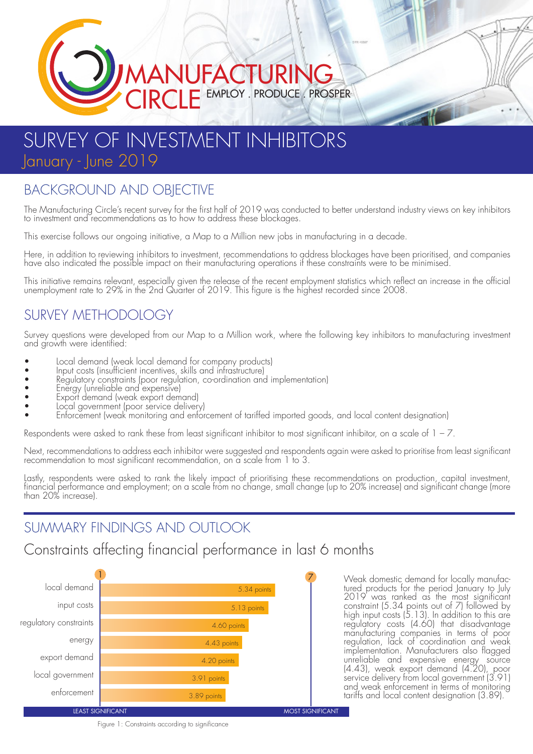# MANUFACTURING CIRCLE

EMPLOY . PRODUCE . PROSPER

# SURVEY OF INVESTMENT INHIBITORS

## January - June 2019

## BACKGROUND AND OBJECTIVE

The Manufacturing Circle's recent survey for the first half of 2019 was conducted to better understand industry views on key inhibitors to investment and recommendations as to how to address these blockages.

This exercise follows our ongoing initiative, a Map to a Million new jobs in manufacturing in a decade.

Here, in addition to reviewing inhibitors to investment, recommendations to address blockages have been prioritised, and companies have also indicated the possible impact on their manufacturing operations if these constraints were to be minimised.

This initiative remains relevant, especially given the release of the recent employment statistics which reflect an increase in the official unemployment rate to 29% in the 2nd Quarter of 2019. This figure is the highest recorded since 2008.

## SURVEY METHODOLOGY

Survey questions were developed from our Map to a Million work, where the following key inhibitors to manufacturing investment and growth were identified:

- Local demand (weak local demand for company products)
- Input costs (insufficient incentives, skills and infrastructure)
- Regulatory constraints (poor regulation, co-ordination and implementation)
- Energy (unreliable and expensive)
- Export demand (weak export demand)
- Local government (poor service delivery)
- Enforcement (weak monitoring and enforcement of tariffed imported goods, and local content designation)

Respondents were asked to rank these from least significant inhibitor to most significant inhibitor, on a scale of 1 – 7.

Next, recommendations to address each inhibitor were suggested and respondents again were asked to prioritise from least significant recommendation to most significant recommendation, on a scale from 1 to 3.

Lastly, respondents were asked to rank the likely impact of prioritising these recommendations on production, capital investment, financial performance and employment; on a scale from no change, small change (up to 20% increase) and significant change (more than 20% increase).

## SUMMARY FINDINGS AND OUTLOOK

### Constraints affecting financial performance in last 6 months

| Constraint | Points (1 = least significant, 7 = most significant) |
| --- | --- |
| local demand | 5.34 points |
| input costs | 5.13 points |
| regulatory constraints | 4.60 points |
| energy | 4.43 points |
| export demand | 4.20 points |
| local government | 3.91 points |
| enforcement | 3.89 points |

Figure 1: Constraints according to significance

Weak domestic demand for locally manufactured products for the period January to July 2019 was ranked as the most significant constraint (5.34 points out of 7) followed by high input costs (5.13). In addition to this are regulatory costs (4.60) that disadvantage manufacturing companies in terms of poor regulation, lack of coordination and weak implementation. Manufacturers also flagged unreliable and expensive energy source (4.43), weak export demand (4.20), poor service delivery from local government (3.91) and weak enforcement in terms of monitoring tariffs and local content designation (3.89).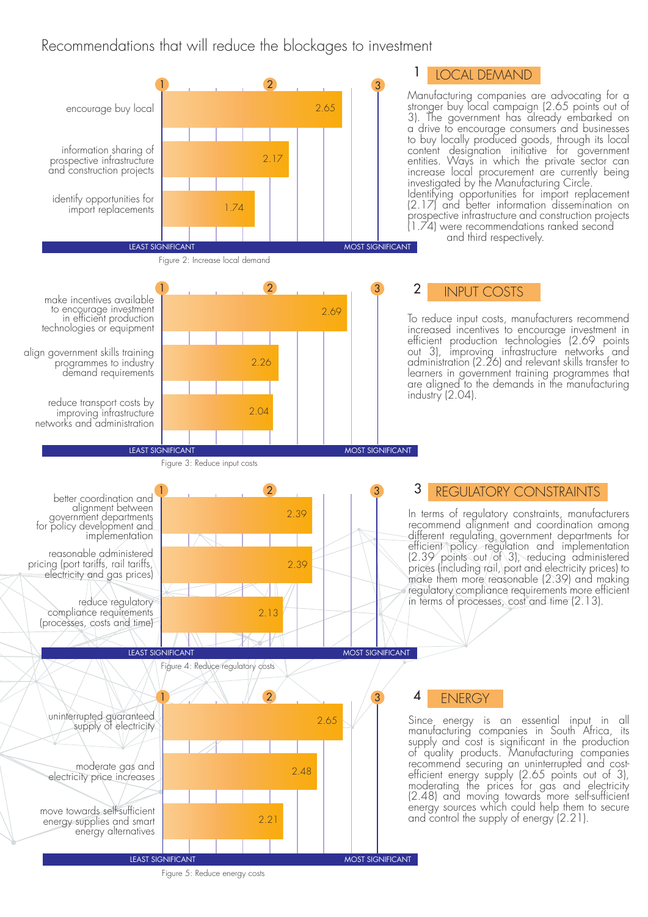# Recommendations that will reduce the blockages to investment

## 1 LOCAL DEMAND

| Recommendation | Score |
|---|---|
| encourage buy local | 2.65 |
| information sharing of prospective infrastructure and construction projects | 2.17 |
| identify opportunities for import replacements | 1.74 |

Scale: 1 (LEAST SIGNIFICANT) – 3 (MOST SIGNIFICANT)

Figure 2: Increase local demand

Manufacturing companies are advocating for a stronger buy local campaign (2.65 points out of 3). The government has already embarked on a drive to encourage consumers and businesses to buy locally produced goods, through its local content designation initiative for government entities. Ways in which the private sector can increase local procurement are currently being investigated by the Manufacturing Circle. Identifying opportunities for import replacement (2.17) and better information dissemination on prospective infrastructure and construction projects (1.74) were recommendations ranked second and third respectively.

## 2 INPUT COSTS

| Recommendation | Score |
|---|---|
| make incentives available to encourage investment in efficient production technologies or equipment | 2.69 |
| align government skills training programmes to industry demand requirements | 2.26 |
| reduce transport costs by improving infrastructure networks and administration | 2.04 |

Scale: 1 (LEAST SIGNIFICANT) – 3 (MOST SIGNIFICANT)

Figure 3: Reduce input costs

To reduce input costs, manufacturers recommend increased incentives to encourage investment in efficient production technologies (2.69 points out of 3), improving infrastructure networks and administration (2.26) and relevant skills transfer to learners in government training programmes that are aligned to the demands in the manufacturing industry (2.04).

## 3 REGULATORY CONSTRAINTS

| Recommendation | Score |
|---|---|
| better coordination and alignment between government departments for policy development and implementation | 2.39 |
| reasonable administered pricing (port tariffs, rail tariffs, electricity and gas prices) | 2.39 |
| reduce regulatory compliance requirements (processes, costs and time) | 2.13 |

Scale: 1 (LEAST SIGNIFICANT) – 3 (MOST SIGNIFICANT)

Figure 4: Reduce regulatory costs

In terms of regulatory constraints, manufacturers recommend alignment and coordination among different regulating government departments for efficient policy regulation and implementation (2.39 points out of 3), reducing administered prices (including rail, port and electricity prices) to make them more reasonable (2.39) and making regulatory compliance requirements more efficient in terms of processes, cost and time (2.13).

## 4 ENERGY

| Recommendation | Score |
|---|---|
| uninterrupted guaranteed supply of electricity | 2.65 |
| moderate gas and electricity price increases | 2.48 |
| move towards self-sufficient energy supplies and smart energy alternatives | 2.21 |

Scale: 1 (LEAST SIGNIFICANT) – 3 (MOST SIGNIFICANT)

Figure 5: Reduce energy costs

Since energy is an essential input in all manufacturing companies in South Africa, its supply and cost is significant in the production of quality products. Manufacturing companies recommend securing an uninterrupted and cost-efficient energy supply (2.65 points out of 3), moderating the prices for gas and electricity (2.48) and moving towards more self-sufficient energy sources which could help them to secure and control the supply of energy (2.21).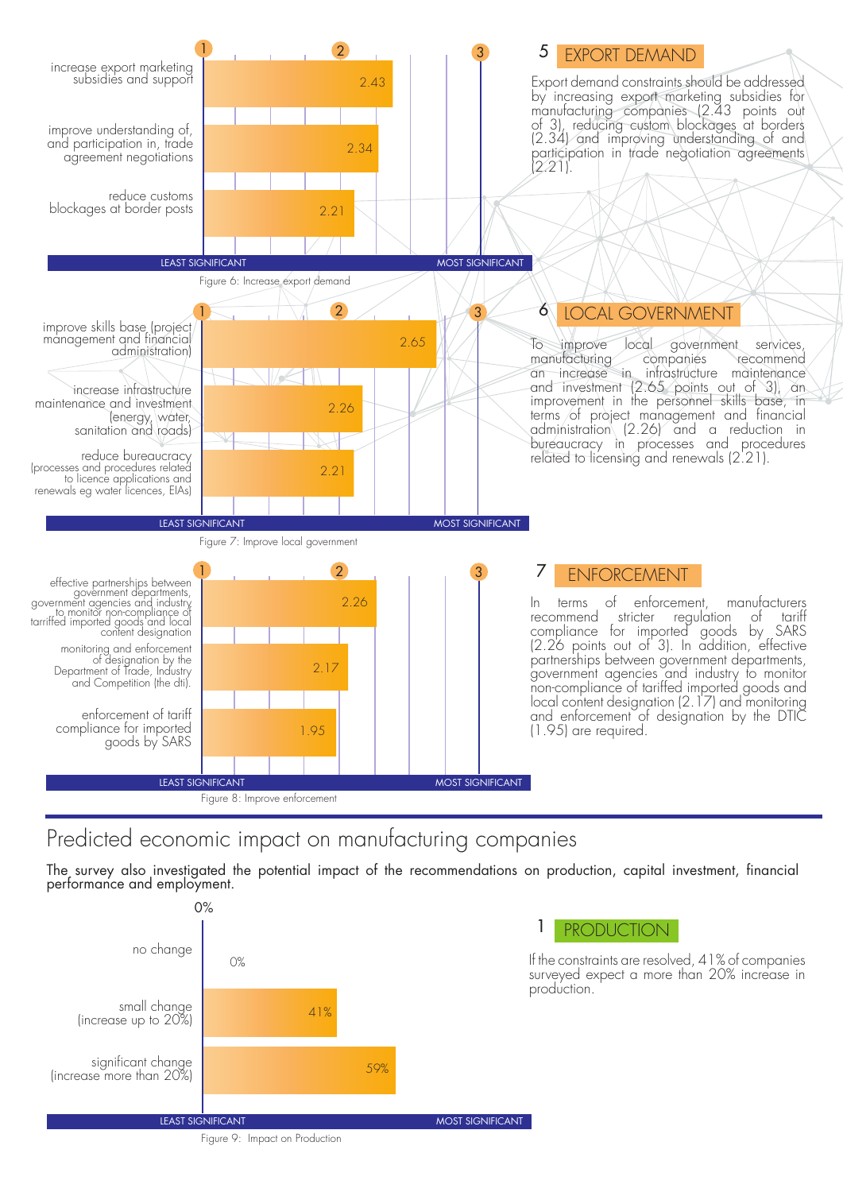## 5 EXPORT DEMAND

Export demand constraints should be addressed by increasing export marketing subsidies for manufacturing companies (2.43 points out of 3), reducing custom blockages at borders (2.34) and improving understanding of and participation in trade negotiation agreements (2.21).

| | Score |
|---|---|
| increase export marketing subsidies and support | 2.43 |
| improve understanding of, and participation in, trade agreement negotiations | 2.34 |
| reduce customs blockages at border posts | 2.21 |

LEAST SIGNIFICANT (1) – MOST SIGNIFICANT (3)

Figure 6: Increase export demand

## 6 LOCAL GOVERNMENT

To improve local government services, manufacturing companies recommend an increase in infrastructure maintenance and investment (2.65 points out of 3), an improvement in the personnel skills base, in terms of project management and financial administration (2.26) and a reduction in bureaucracy in processes and procedures related to licensing and renewals (2.21).

| | Score |
|---|---|
| improve skills base (project management and financial administration) | 2.65 |
| increase infrastructure maintenance and investment (energy, water, sanitation and roads) | 2.26 |
| reduce bureaucracy (processes and procedures related to licence applications and renewals eg water licences, EIAs) | 2.21 |

LEAST SIGNIFICANT (1) – MOST SIGNIFICANT (3)

Figure 7: Improve local government

## 7 ENFORCEMENT

In terms of enforcement, manufacturers recommend stricter regulation of tariff compliance for imported goods by SARS (2.26 points out of 3). In addition, effective partnerships between government departments, government agencies and industry to monitor non-compliance of tariffed imported goods and local content designation (2.17) and monitoring and enforcement of designation by the DTIC (1.95) are required.

| | Score |
|---|---|
| effective partnerships between government departments, government agencies and industry to monitor non-compliance of tariffed imported goods and local content designation | 2.26 |
| monitoring and enforcement of designation by the Department of Trade, Industry and Competition (the dti). | 2.17 |
| enforcement of tariff compliance for imported goods by SARS | 1.95 |

LEAST SIGNIFICANT (1) – MOST SIGNIFICANT (3)

Figure 8: Improve enforcement

# Predicted economic impact on manufacturing companies

The survey also investigated the potential impact of the recommendations on production, capital investment, financial performance and employment.

## 1 PRODUCTION

If the constraints are resolved, 41% of companies surveyed expect a more than 20% increase in production.

| | Share |
|---|---|
| no change | 0% |
| small change (increase up to 20%) | 41% |
| significant change (increase more than 20%) | 59% |

LEAST SIGNIFICANT – MOST SIGNIFICANT

Figure 9: Impact on Production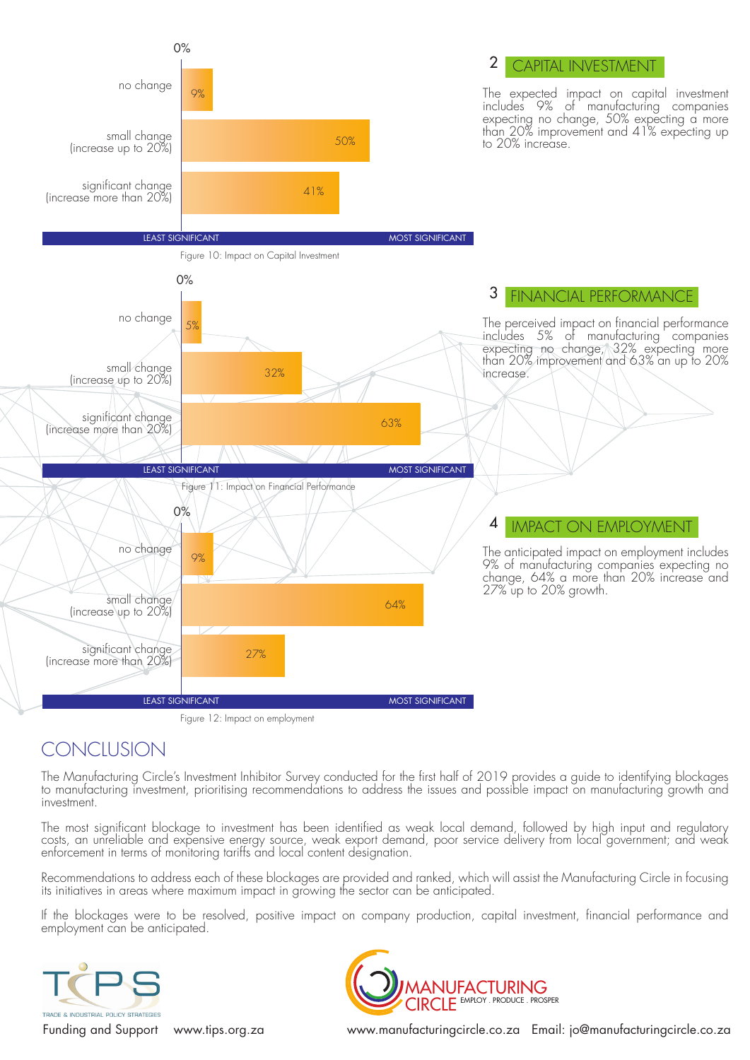0%

no change

9%

small change (increase up to 20%)

50%

significant change (increase more than 20%)

41%

LEAST SIGNIFICANT MOST SIGNIFICANT

Figure 10: Impact on Capital Investment

## 2 CAPITAL INVESTMENT

The expected impact on capital investment includes 9% of manufacturing companies expecting no change, 50% expecting a more than 20% improvement and 41% expecting up to 20% increase.

0%

no change

5%

small change (increase up to 20%)

32%

significant change (increase more than 20%)

63%

LEAST SIGNIFICANT MOST SIGNIFICANT

Figure 11: Impact on Financial Performance

## 3 FINANCIAL PERFORMANCE

The perceived impact on financial performance includes 5% of manufacturing companies expecting no change, 32% expecting more than 20% improvement and 63% an up to 20% increase.

0%

no change

9%

small change (increase up to 20%)

64%

significant change (increase more than 20%)

27%

LEAST SIGNIFICANT MOST SIGNIFICANT

Figure 12: Impact on employment

## 4 IMPACT ON EMPLOYMENT

The anticipated impact on employment includes 9% of manufacturing companies expecting no change, 64% a more than 20% increase and 27% up to 20% growth.

# CONCLUSION

The Manufacturing Circle's Investment Inhibitor Survey conducted for the first half of 2019 provides a guide to identifying blockages to manufacturing investment, prioritising recommendations to address the issues and possible impact on manufacturing growth and investment.

The most significant blockage to investment has been identified as weak local demand, followed by high input and regulatory costs, an unreliable and expensive energy source, weak export demand, poor service delivery from local government; and weak enforcement in terms of monitoring tariffs and local content designation.

Recommendations to address each of these blockages are provided and ranked, which will assist the Manufacturing Circle in focusing its initiatives in areas where maximum impact in growing the sector can be anticipated.

If the blockages were to be resolved, positive impact on company production, capital investment, financial performance and employment can be anticipated.

TIPS
TRADE & INDUSTRIAL POLICY STRATEGIES

Funding and Support www.tips.org.za

MANUFACTURING CIRCLE EMPLOY . PRODUCE . PROSPER

www.manufacturingcircle.co.za Email: jo@manufacturingcircle.co.za